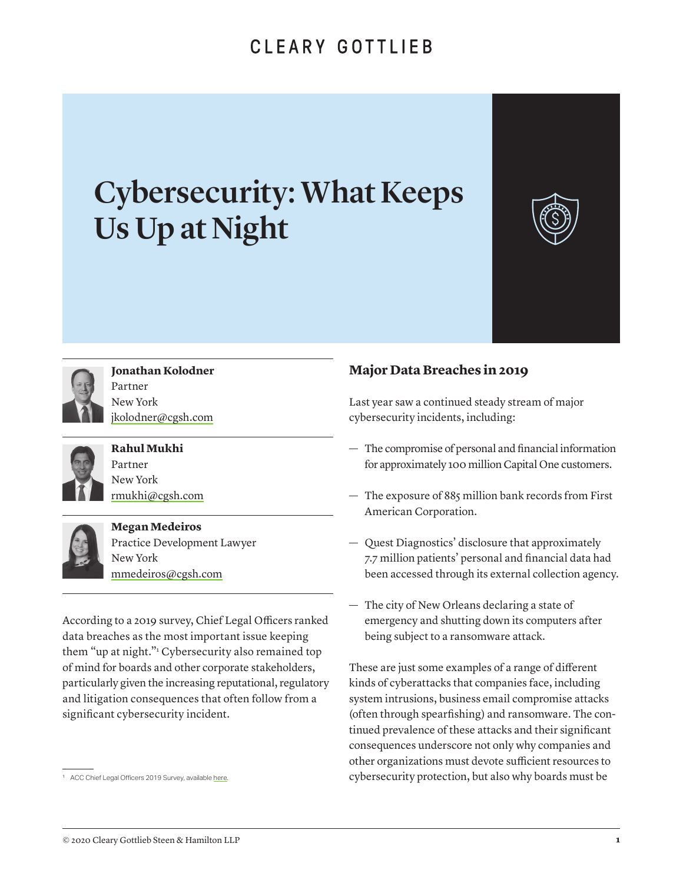# Cybersecurity: What Keeps Us Up at Night

**Jonathan Kolodner**
Partner
New York
jkolodner@cgsh.com

**Rahul Mukhi**
Partner
New York
rmukhi@cgsh.com

**Megan Medeiros**
Practice Development Lawyer
New York
mmedeiros@cgsh.com

According to a 2019 survey, Chief Legal Officers ranked data breaches as the most important issue keeping them "up at night."[1] Cybersecurity also remained top of mind for boards and other corporate stakeholders, particularly given the increasing reputational, regulatory and litigation consequences that often follow from a significant cybersecurity incident.

## Major Data Breaches in 2019

Last year saw a continued steady stream of major cybersecurity incidents, including:

- The compromise of personal and financial information for approximately 100 million Capital One customers.
- The exposure of 885 million bank records from First American Corporation.
- Quest Diagnostics' disclosure that approximately 7.7 million patients' personal and financial data had been accessed through its external collection agency.
- The city of New Orleans declaring a state of emergency and shutting down its computers after being subject to a ransomware attack.

These are just some examples of a range of different kinds of cyberattacks that companies face, including system intrusions, business email compromise attacks (often through spearfishing) and ransomware. The continued prevalence of these attacks and their significant consequences underscore not only why companies and other organizations must devote sufficient resources to cybersecurity protection, but also why boards must be

[1] ACC Chief Legal Officers 2019 Survey, available here.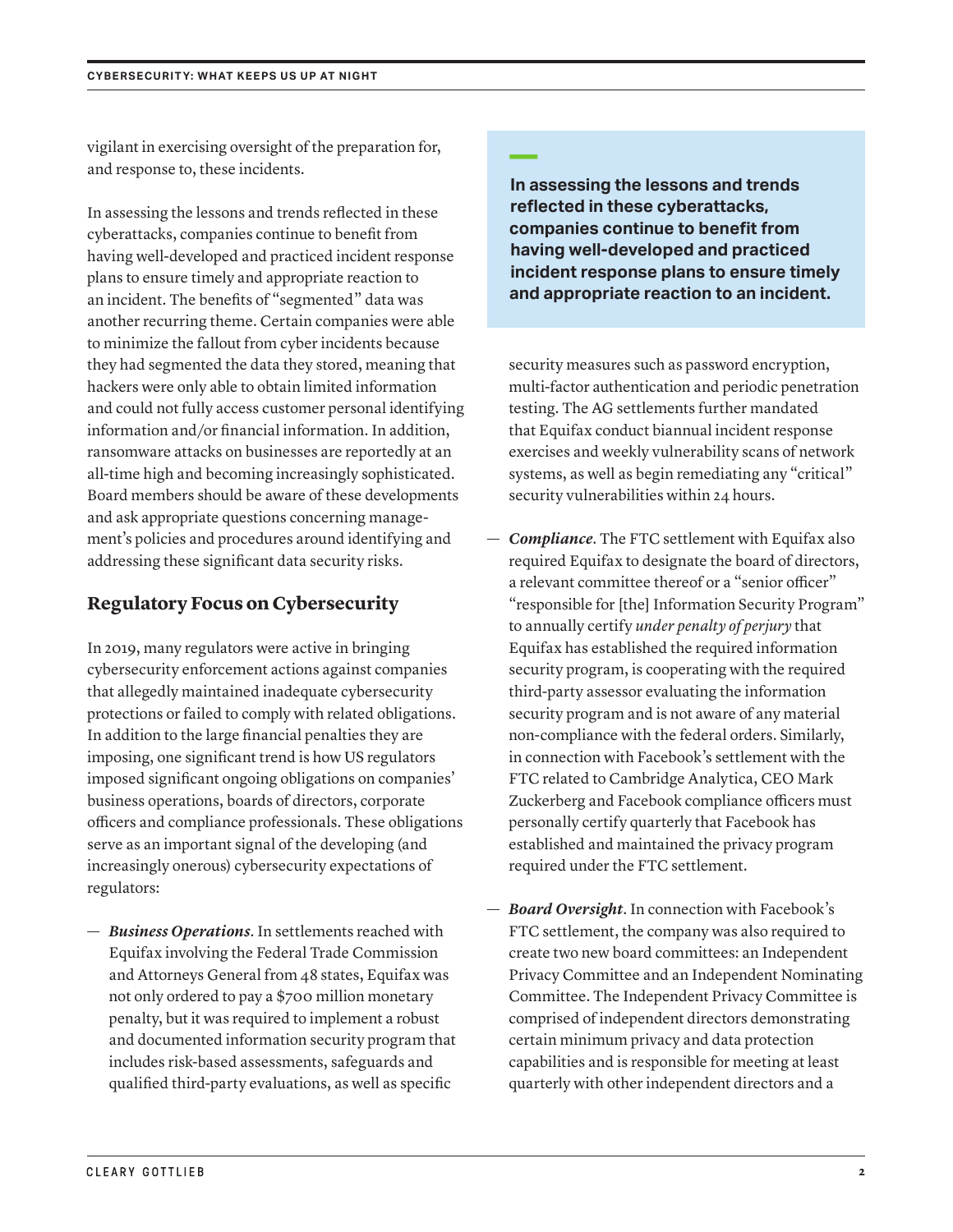vigilant in exercising oversight of the preparation for, and response to, these incidents.

In assessing the lessons and trends reflected in these cyberattacks, companies continue to benefit from having well-developed and practiced incident response plans to ensure timely and appropriate reaction to an incident. The benefits of "segmented" data was another recurring theme. Certain companies were able to minimize the fallout from cyber incidents because they had segmented the data they stored, meaning that hackers were only able to obtain limited information and could not fully access customer personal identifying information and/or financial information. In addition, ransomware attacks on businesses are reportedly at an all-time high and becoming increasingly sophisticated. Board members should be aware of these developments and ask appropriate questions concerning management's policies and procedures around identifying and addressing these significant data security risks.

> **In assessing the lessons and trends reflected in these cyberattacks, companies continue to benefit from having well-developed and practiced incident response plans to ensure timely and appropriate reaction to an incident.**

## Regulatory Focus on Cybersecurity

In 2019, many regulators were active in bringing cybersecurity enforcement actions against companies that allegedly maintained inadequate cybersecurity protections or failed to comply with related obligations. In addition to the large financial penalties they are imposing, one significant trend is how US regulators imposed significant ongoing obligations on companies' business operations, boards of directors, corporate officers and compliance professionals. These obligations serve as an important signal of the developing (and increasingly onerous) cybersecurity expectations of regulators:

- ***Business Operations***. In settlements reached with Equifax involving the Federal Trade Commission and Attorneys General from 48 states, Equifax was not only ordered to pay a $700 million monetary penalty, but it was required to implement a robust and documented information security program that includes risk-based assessments, safeguards and qualified third-party evaluations, as well as specific security measures such as password encryption, multi-factor authentication and periodic penetration testing. The AG settlements further mandated that Equifax conduct biannual incident response exercises and weekly vulnerability scans of network systems, as well as begin remediating any "critical" security vulnerabilities within 24 hours.
- ***Compliance***. The FTC settlement with Equifax also required Equifax to designate the board of directors, a relevant committee thereof or a "senior officer" "responsible for [the] Information Security Program" to annually certify *under penalty of perjury* that Equifax has established the required information security program, is cooperating with the required third-party assessor evaluating the information security program and is not aware of any material non-compliance with the federal orders. Similarly, in connection with Facebook's settlement with the FTC related to Cambridge Analytica, CEO Mark Zuckerberg and Facebook compliance officers must personally certify quarterly that Facebook has established and maintained the privacy program required under the FTC settlement.
- ***Board Oversight***. In connection with Facebook's FTC settlement, the company was also required to create two new board committees: an Independent Privacy Committee and an Independent Nominating Committee. The Independent Privacy Committee is comprised of independent directors demonstrating certain minimum privacy and data protection capabilities and is responsible for meeting at least quarterly with other independent directors and a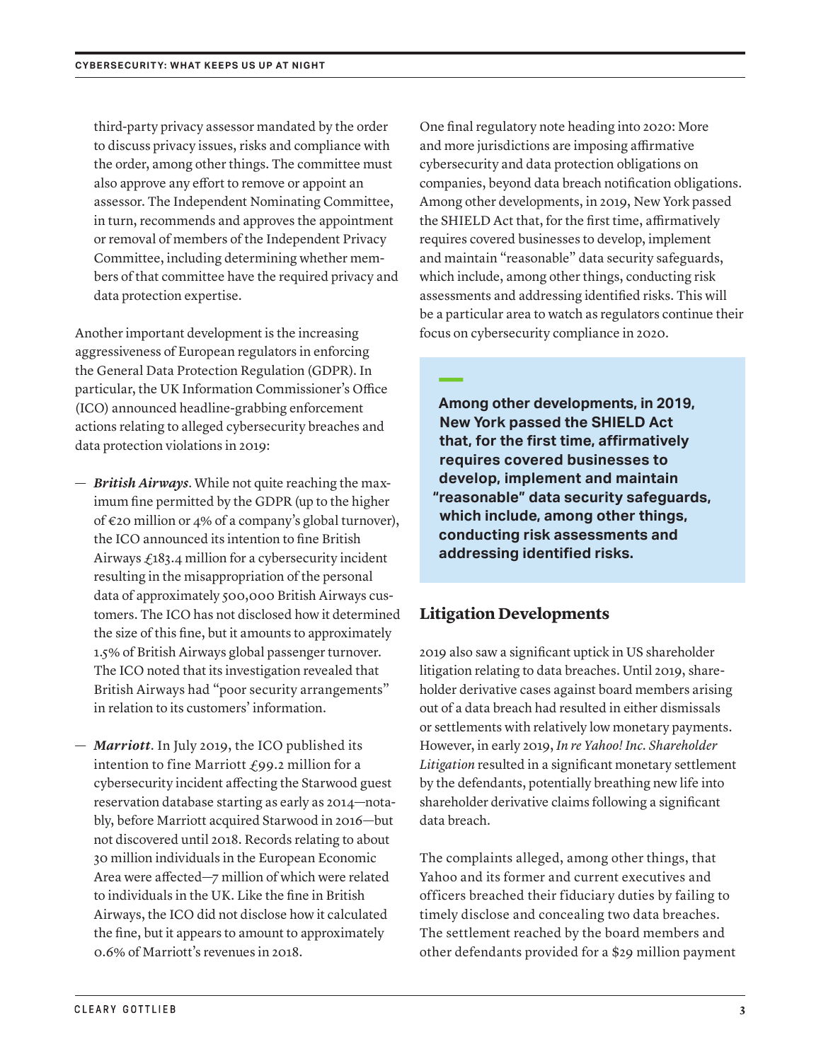third-party privacy assessor mandated by the order to discuss privacy issues, risks and compliance with the order, among other things. The committee must also approve any effort to remove or appoint an assessor. The Independent Nominating Committee, in turn, recommends and approves the appointment or removal of members of the Independent Privacy Committee, including determining whether members of that committee have the required privacy and data protection expertise.

Another important development is the increasing aggressiveness of European regulators in enforcing the General Data Protection Regulation (GDPR). In particular, the UK Information Commissioner's Office (ICO) announced headline-grabbing enforcement actions relating to alleged cybersecurity breaches and data protection violations in 2019:

— ***British Airways***. While not quite reaching the maximum fine permitted by the GDPR (up to the higher of €20 million or 4% of a company's global turnover), the ICO announced its intention to fine British Airways £183.4 million for a cybersecurity incident resulting in the misappropriation of the personal data of approximately 500,000 British Airways customers. The ICO has not disclosed how it determined the size of this fine, but it amounts to approximately 1.5% of British Airways global passenger turnover. The ICO noted that its investigation revealed that British Airways had "poor security arrangements" in relation to its customers' information.

— ***Marriott***. In July 2019, the ICO published its intention to fine Marriott £99.2 million for a cybersecurity incident affecting the Starwood guest reservation database starting as early as 2014—notably, before Marriott acquired Starwood in 2016—but not discovered until 2018. Records relating to about 30 million individuals in the European Economic Area were affected—7 million of which were related to individuals in the UK. Like the fine in British Airways, the ICO did not disclose how it calculated the fine, but it appears to amount to approximately 0.6% of Marriott's revenues in 2018.

One final regulatory note heading into 2020: More and more jurisdictions are imposing affirmative cybersecurity and data protection obligations on companies, beyond data breach notification obligations. Among other developments, in 2019, New York passed the SHIELD Act that, for the first time, affirmatively requires covered businesses to develop, implement and maintain "reasonable" data security safeguards, which include, among other things, conducting risk assessments and addressing identified risks. This will be a particular area to watch as regulators continue their focus on cybersecurity compliance in 2020.

> **Among other developments, in 2019, New York passed the SHIELD Act that, for the first time, affirmatively requires covered businesses to develop, implement and maintain "reasonable" data security safeguards, which include, among other things, conducting risk assessments and addressing identified risks.**

## Litigation Developments

2019 also saw a significant uptick in US shareholder litigation relating to data breaches. Until 2019, shareholder derivative cases against board members arising out of a data breach had resulted in either dismissals or settlements with relatively low monetary payments. However, in early 2019, *In re Yahoo! Inc. Shareholder Litigation* resulted in a significant monetary settlement by the defendants, potentially breathing new life into shareholder derivative claims following a significant data breach.

The complaints alleged, among other things, that Yahoo and its former and current executives and officers breached their fiduciary duties by failing to timely disclose and concealing two data breaches. The settlement reached by the board members and other defendants provided for a $29 million payment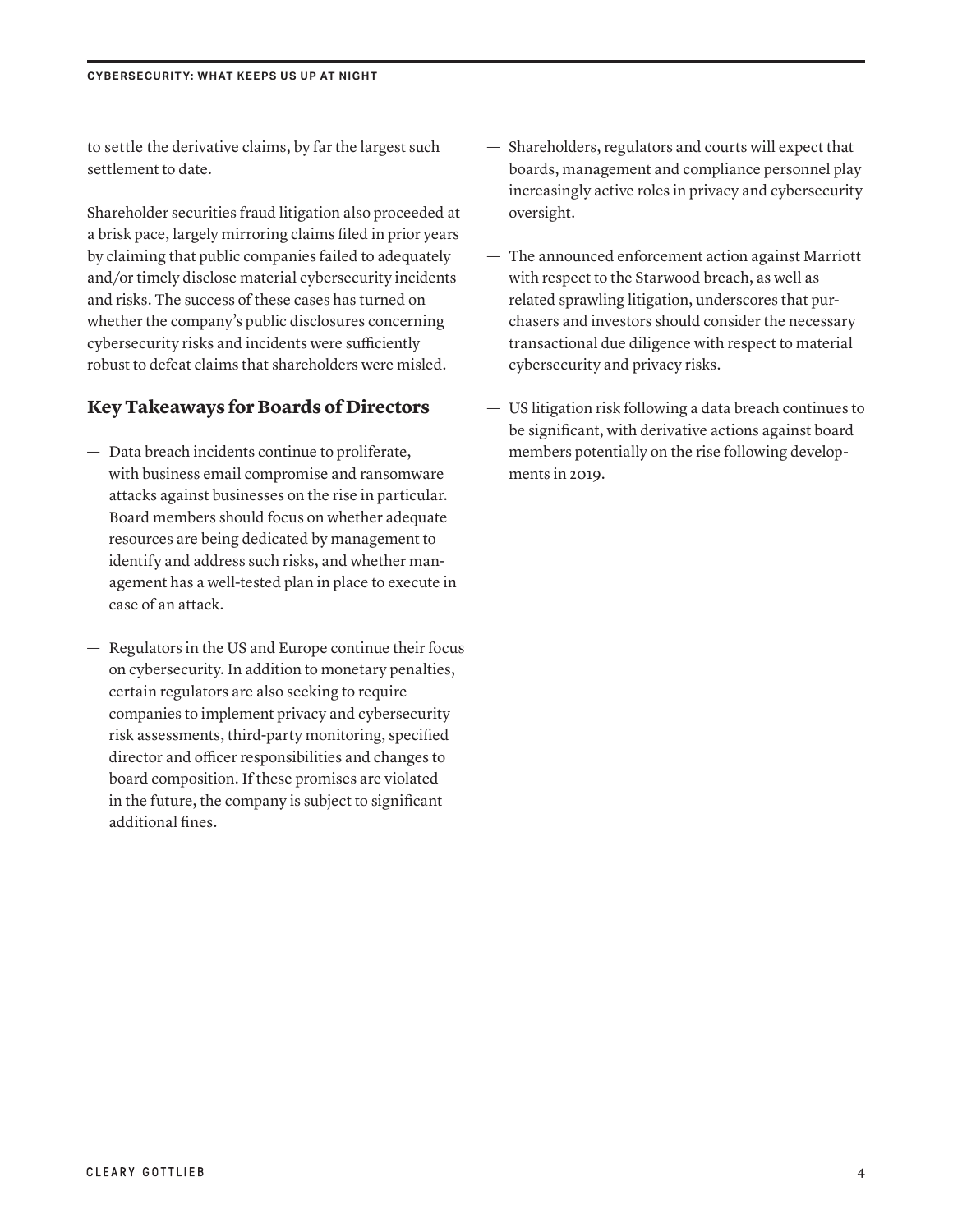to settle the derivative claims, by far the largest such settlement to date.

Shareholder securities fraud litigation also proceeded at a brisk pace, largely mirroring claims filed in prior years by claiming that public companies failed to adequately and/or timely disclose material cybersecurity incidents and risks. The success of these cases has turned on whether the company's public disclosures concerning cybersecurity risks and incidents were sufficiently robust to defeat claims that shareholders were misled.

## Key Takeaways for Boards of Directors

- Data breach incidents continue to proliferate, with business email compromise and ransomware attacks against businesses on the rise in particular. Board members should focus on whether adequate resources are being dedicated by management to identify and address such risks, and whether management has a well-tested plan in place to execute in case of an attack.
- Regulators in the US and Europe continue their focus on cybersecurity. In addition to monetary penalties, certain regulators are also seeking to require companies to implement privacy and cybersecurity risk assessments, third-party monitoring, specified director and officer responsibilities and changes to board composition. If these promises are violated in the future, the company is subject to significant additional fines.
- Shareholders, regulators and courts will expect that boards, management and compliance personnel play increasingly active roles in privacy and cybersecurity oversight.
- The announced enforcement action against Marriott with respect to the Starwood breach, as well as related sprawling litigation, underscores that purchasers and investors should consider the necessary transactional due diligence with respect to material cybersecurity and privacy risks.
- US litigation risk following a data breach continues to be significant, with derivative actions against board members potentially on the rise following developments in 2019.